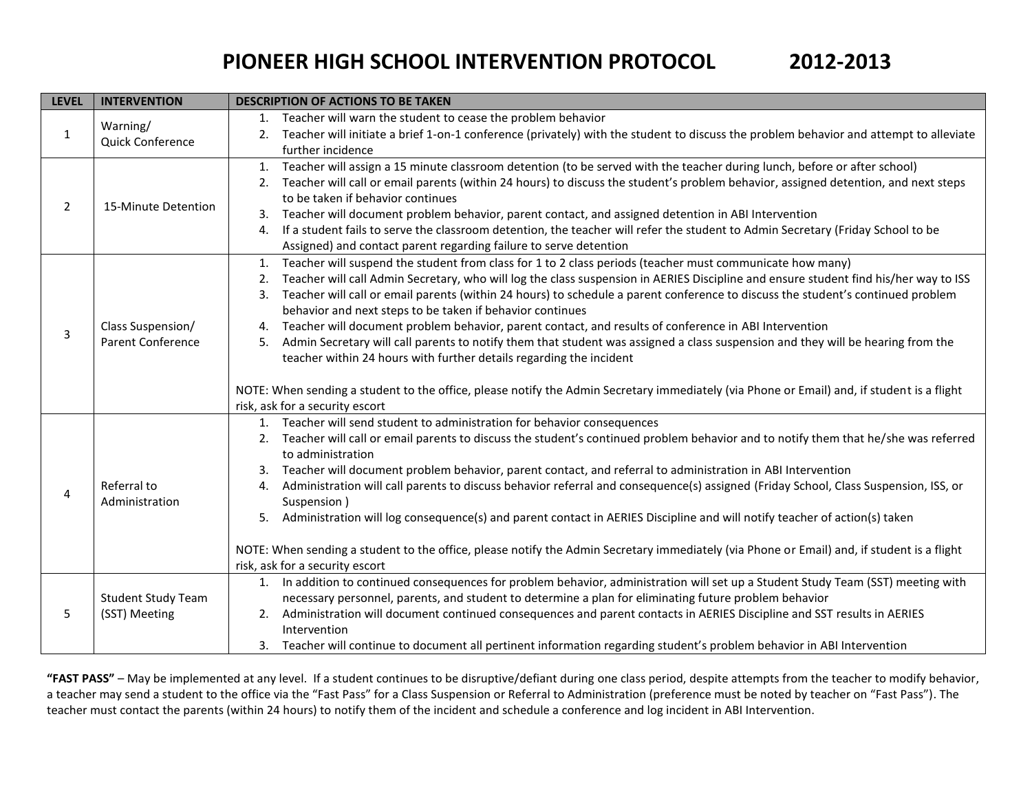# PIONEER HIGH SCHOOL INTERVENTION PROTOCOL 2012-2013

| LEVEL | INTERVENTION | DESCRIPTION OF ACTIONS TO BE TAKEN |
|---|---|---|
| 1 | Warning/ Quick Conference | 1. Teacher will warn the student to cease the problem behavior<br>2. Teacher will initiate a brief 1-on-1 conference (privately) with the student to discuss the problem behavior and attempt to alleviate further incidence |
| 2 | 15-Minute Detention | 1. Teacher will assign a 15 minute classroom detention (to be served with the teacher during lunch, before or after school)<br>2. Teacher will call or email parents (within 24 hours) to discuss the student's problem behavior, assigned detention, and next steps to be taken if behavior continues<br>3. Teacher will document problem behavior, parent contact, and assigned detention in ABI Intervention<br>4. If a student fails to serve the classroom detention, the teacher will refer the student to Admin Secretary (Friday School to be Assigned) and contact parent regarding failure to serve detention |
| 3 | Class Suspension/ Parent Conference | 1. Teacher will suspend the student from class for 1 to 2 class periods (teacher must communicate how many)<br>2. Teacher will call Admin Secretary, who will log the class suspension in AERIES Discipline and ensure student find his/her way to ISS<br>3. Teacher will call or email parents (within 24 hours) to schedule a parent conference to discuss the student's continued problem behavior and next steps to be taken if behavior continues<br>4. Teacher will document problem behavior, parent contact, and results of conference in ABI Intervention<br>5. Admin Secretary will call parents to notify them that student was assigned a class suspension and they will be hearing from the teacher within 24 hours with further details regarding the incident<br><br>NOTE: When sending a student to the office, please notify the Admin Secretary immediately (via Phone or Email) and, if student is a flight risk, ask for a security escort |
| 4 | Referral to Administration | 1. Teacher will send student to administration for behavior consequences<br>2. Teacher will call or email parents to discuss the student's continued problem behavior and to notify them that he/she was referred to administration<br>3. Teacher will document problem behavior, parent contact, and referral to administration in ABI Intervention<br>4. Administration will call parents to discuss behavior referral and consequence(s) assigned (Friday School, Class Suspension, ISS, or Suspension )<br>5. Administration will log consequence(s) and parent contact in AERIES Discipline and will notify teacher of action(s) taken<br><br>NOTE: When sending a student to the office, please notify the Admin Secretary immediately (via Phone or Email) and, if student is a flight risk, ask for a security escort |
| 5 | Student Study Team (SST) Meeting | 1. In addition to continued consequences for problem behavior, administration will set up a Student Study Team (SST) meeting with necessary personnel, parents, and student to determine a plan for eliminating future problem behavior<br>2. Administration will document continued consequences and parent contacts in AERIES Discipline and SST results in AERIES Intervention<br>3. Teacher will continue to document all pertinent information regarding student's problem behavior in ABI Intervention |

**"FAST PASS"** – May be implemented at any level. If a student continues to be disruptive/defiant during one class period, despite attempts from the teacher to modify behavior, a teacher may send a student to the office via the "Fast Pass" for a Class Suspension or Referral to Administration (preference must be noted by teacher on "Fast Pass"). The teacher must contact the parents (within 24 hours) to notify them of the incident and schedule a conference and log incident in ABI Intervention.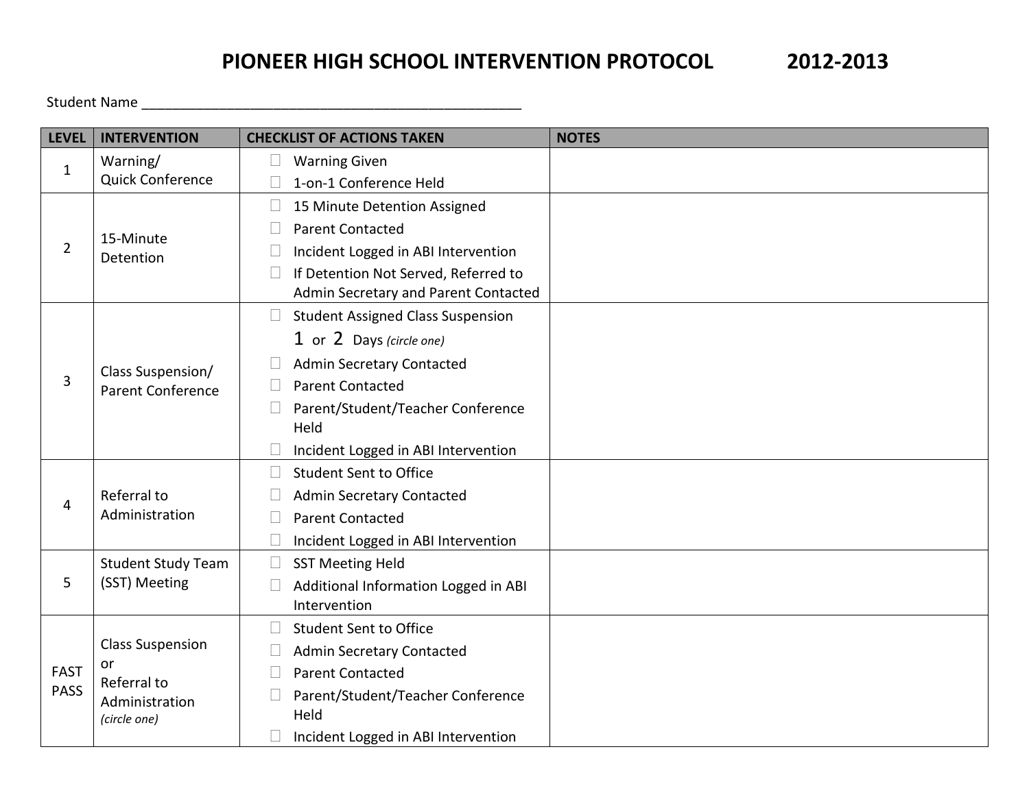# PIONEER HIGH SCHOOL INTERVENTION PROTOCOL 2012-2013

Student Name ___________________________________________________

| LEVEL | INTERVENTION | CHECKLIST OF ACTIONS TAKEN | NOTES |
|---|---|---|---|
| 1 | Warning/ Quick Conference | ☐ Warning Given<br>☐ 1-on-1 Conference Held | |
| 2 | 15-Minute Detention | ☐ 15 Minute Detention Assigned<br>☐ Parent Contacted<br>☐ Incident Logged in ABI Intervention<br>☐ If Detention Not Served, Referred to Admin Secretary and Parent Contacted | |
| 3 | Class Suspension/ Parent Conference | ☐ Student Assigned Class Suspension 1 or 2 Days *(circle one)*<br>☐ Admin Secretary Contacted<br>☐ Parent Contacted<br>☐ Parent/Student/Teacher Conference Held<br>☐ Incident Logged in ABI Intervention | |
| 4 | Referral to Administration | ☐ Student Sent to Office<br>☐ Admin Secretary Contacted<br>☐ Parent Contacted<br>☐ Incident Logged in ABI Intervention | |
| 5 | Student Study Team (SST) Meeting | ☐ SST Meeting Held<br>☐ Additional Information Logged in ABI Intervention | |
| FAST PASS | Class Suspension or Referral to Administration *(circle one)* | ☐ Student Sent to Office<br>☐ Admin Secretary Contacted<br>☐ Parent Contacted<br>☐ Parent/Student/Teacher Conference Held<br>☐ Incident Logged in ABI Intervention | |